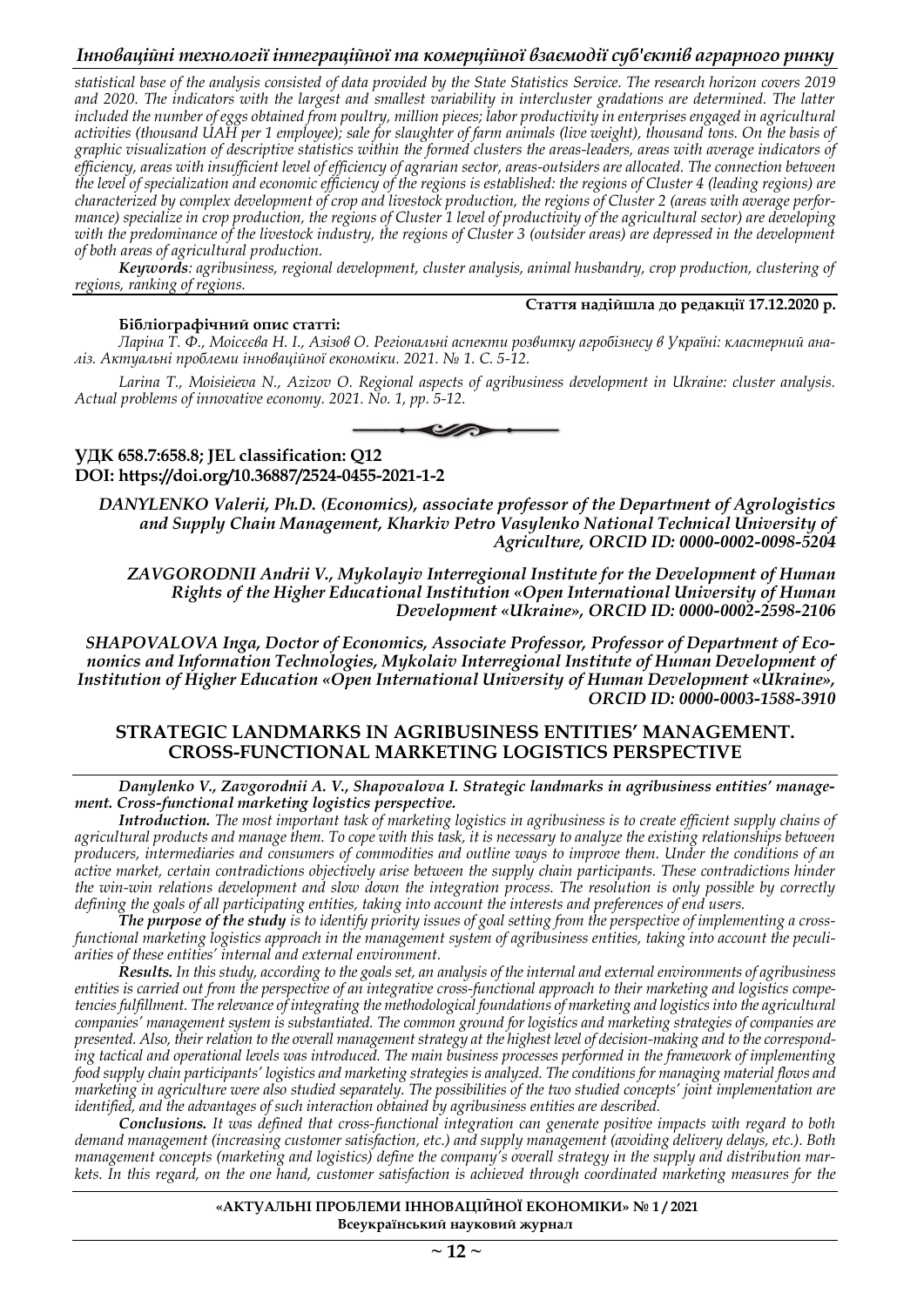*statistical base of the analysis consisted of data provided by the State Statistics Service. The research horizon covers 2019 and 2020. The indicators with the largest and smallest variability in intercluster gradations are determined. The latter included the number of eggs obtained from poultry, million pieces; labor productivity in enterprises engaged in agricultural activities (thousand UAH per 1 employee); sale for slaughter of farm animals (live weight), thousand tons. On the basis of graphic visualization of descriptive statistics within the formed clusters the areas-leaders, areas with average indicators of efficiency, areas with insufficient level of efficiency of agrarian sector, areas-outsiders are allocated. The connection between the level of specialization and economic efficiency of the regions is established: the regions of Cluster 4 (leading regions) are characterized by complex development of crop and livestock production, the regions of Cluster 2 (areas with average performance) specialize in crop production, the regions of Cluster 1 level of productivity of the agricultural sector) are developing with the predominance of the livestock industry, the regions of Cluster 3 (outsider areas) are depressed in the development of both areas of agricultural production.*

***Keywords**: agribusiness, regional development, cluster analysis, animal husbandry, crop production, clustering of regions, ranking of regions.*

**Стаття надійшла до редакції 17.12.2020 р.**

**Бібліографічний опис статті:**

*Ларіна Т. Ф., Моісеєва Н. І., Азізов О. Регіональні аспекти розвитку агробізнесу в Україні: кластерний аналіз. Актуальні проблеми інноваційної економіки. 2021. № 1. С. 5-12.*

*Larina T., Moisieieva N., Azizov O. Regional aspects of agribusiness development in Ukraine: cluster analysis. Actual problems of innovative economy. 2021. No. 1, pp. 5-12.*

**УДК 658.7:658.8; JEL classification: Q12**
**DOI: https://doi.org/10.36887/2524-0455-2021-1-2**

***DANYLENKO Valerii, Ph.D. (Economics), associate professor of the Department of Agrologistics and Supply Chain Management, Kharkiv Petro Vasylenko National Technical University of Agriculture, ORCID ID: 0000-0002-0098-5204***

***ZAVGORODNII Andrii V., Mykolayiv Interregional Institute for the Development of Human Rights of the Higher Educational Institution «Open International University of Human Development «Ukraine», ORCID ID: 0000-0002-2598-2106***

***SHAPOVALOVA Inga, Doctor of Economics, Associate Professor, Professor of Department of Economics and Information Technologies, Mykolaiv Interregional Institute of Human Development of Institution of Higher Education «Open International University of Human Development «Ukraine», ORCID ID: 0000-0003-1588-3910***

## STRATEGIC LANDMARKS IN AGRIBUSINESS ENTITIES' MANAGEMENT. CROSS-FUNCTIONAL MARKETING LOGISTICS PERSPECTIVE

***Danylenko V., Zavgorodnii A. V., Shapovalova I. Strategic landmarks in agribusiness entities' management. Cross-functional marketing logistics perspective.***

***Introduction.** The most important task of marketing logistics in agribusiness is to create efficient supply chains of agricultural products and manage them. To cope with this task, it is necessary to analyze the existing relationships between producers, intermediaries and consumers of commodities and outline ways to improve them. Under the conditions of an active market, certain contradictions objectively arise between the supply chain participants. These contradictions hinder the win-win relations development and slow down the integration process. The resolution is only possible by correctly defining the goals of all participating entities, taking into account the interests and preferences of end users.*

***The purpose of the study** is to identify priority issues of goal setting from the perspective of implementing a cross-functional marketing logistics approach in the management system of agribusiness entities, taking into account the peculiarities of these entities' internal and external environment.*

***Results.** In this study, according to the goals set, an analysis of the internal and external environments of agribusiness entities is carried out from the perspective of an integrative cross-functional approach to their marketing and logistics competencies fulfillment. The relevance of integrating the methodological foundations of marketing and logistics into the agricultural companies' management system is substantiated. The common ground for logistics and marketing strategies of companies are presented. Also, their relation to the overall management strategy at the highest level of decision-making and to the corresponding tactical and operational levels was introduced. The main business processes performed in the framework of implementing food supply chain participants' logistics and marketing strategies is analyzed. The conditions for managing material flows and marketing in agriculture were also studied separately. The possibilities of the two studied concepts' joint implementation are identified, and the advantages of such interaction obtained by agribusiness entities are described.*

***Conclusions.** It was defined that cross-functional integration can generate positive impacts with regard to both demand management (increasing customer satisfaction, etc.) and supply management (avoiding delivery delays, etc.). Both management concepts (marketing and logistics) define the company's overall strategy in the supply and distribution markets. In this regard, on the one hand, customer satisfaction is achieved through coordinated marketing measures for the*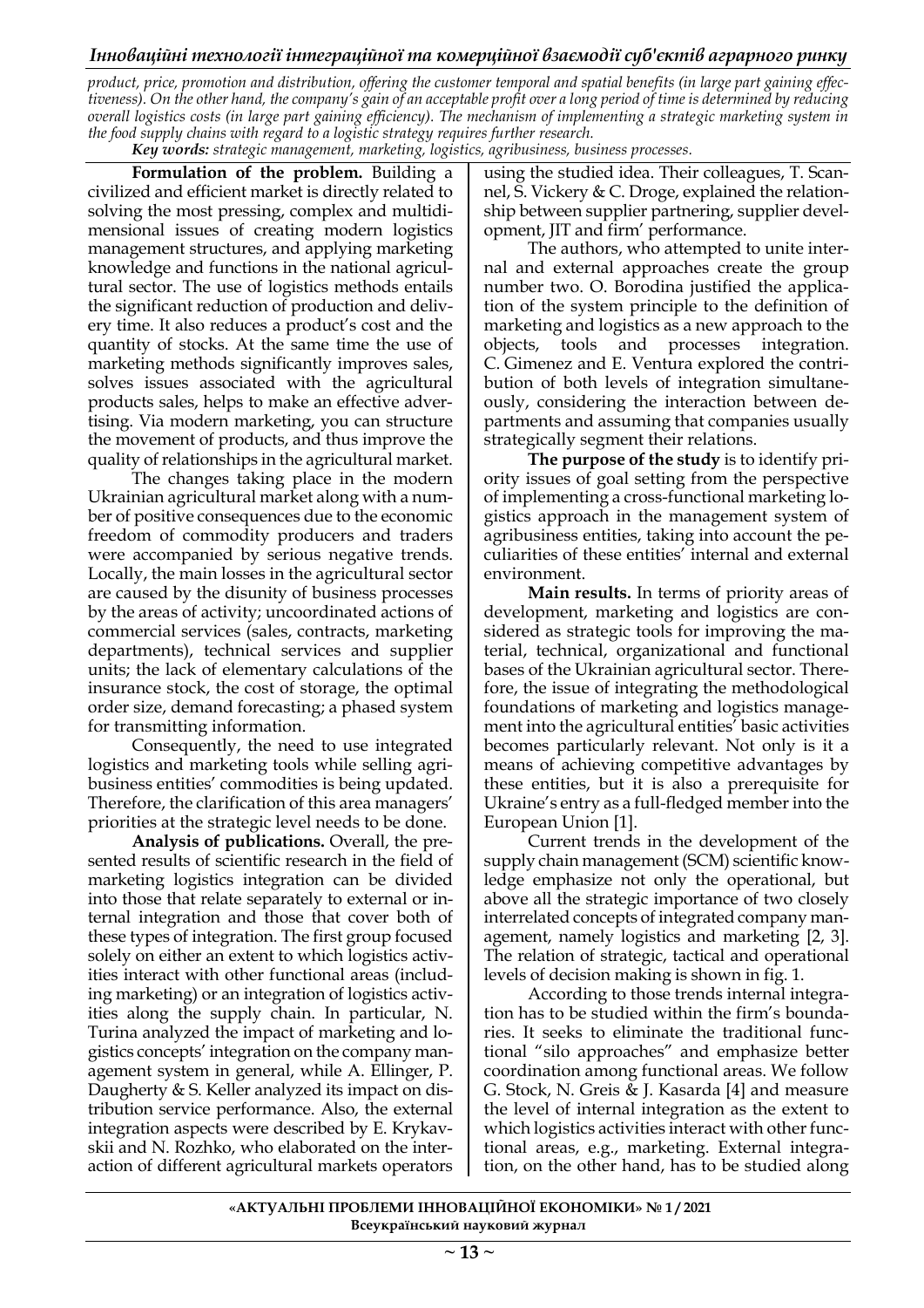*product, price, promotion and distribution, offering the customer temporal and spatial benefits (in large part gaining effectiveness). On the other hand, the company's gain of an acceptable profit over a long period of time is determined by reducing overall logistics costs (in large part gaining efficiency). The mechanism of implementing a strategic marketing system in the food supply chains with regard to a logistic strategy requires further research.*

***Key words:*** *strategic management, marketing, logistics, agribusiness, business processes.*

**Formulation of the problem.** Building a civilized and efficient market is directly related to solving the most pressing, complex and multidimensional issues of creating modern logistics management structures, and applying marketing knowledge and functions in the national agricultural sector. The use of logistics methods entails the significant reduction of production and delivery time. It also reduces a product's cost and the quantity of stocks. At the same time the use of marketing methods significantly improves sales, solves issues associated with the agricultural products sales, helps to make an effective advertising. Via modern marketing, you can structure the movement of products, and thus improve the quality of relationships in the agricultural market.

The changes taking place in the modern Ukrainian agricultural market along with a number of positive consequences due to the economic freedom of commodity producers and traders were accompanied by serious negative trends. Locally, the main losses in the agricultural sector are caused by the disunity of business processes by the areas of activity; uncoordinated actions of commercial services (sales, contracts, marketing departments), technical services and supplier units; the lack of elementary calculations of the insurance stock, the cost of storage, the optimal order size, demand forecasting; a phased system for transmitting information.

Consequently, the need to use integrated logistics and marketing tools while selling agribusiness entities' commodities is being updated. Therefore, the clarification of this area managers' priorities at the strategic level needs to be done.

**Analysis of publications.** Overall, the presented results of scientific research in the field of marketing logistics integration can be divided into those that relate separately to external or internal integration and those that cover both of these types of integration. The first group focused solely on either an extent to which logistics activities interact with other functional areas (including marketing) or an integration of logistics activities along the supply chain. In particular, N. Turina analyzed the impact of marketing and logistics concepts' integration on the company management system in general, while A. Ellinger, P. Daugherty & S. Keller analyzed its impact on distribution service performance. Also, the external integration aspects were described by E. Krykavskii and N. Rozhko, who elaborated on the interaction of different agricultural markets operators using the studied idea. Their colleagues, T. Scannel, S. Vickery & C. Droge, explained the relationship between supplier partnering, supplier development, JIT and firm' performance.

The authors, who attempted to unite internal and external approaches create the group number two. O. Borodina justified the application of the system principle to the definition of marketing and logistics as a new approach to the objects, tools and processes integration. C. Gimenez and E. Ventura explored the contribution of both levels of integration simultaneously, considering the interaction between departments and assuming that companies usually strategically segment their relations.

**The purpose of the study** is to identify priority issues of goal setting from the perspective of implementing a cross-functional marketing logistics approach in the management system of agribusiness entities, taking into account the peculiarities of these entities' internal and external environment.

**Main results.** In terms of priority areas of development, marketing and logistics are considered as strategic tools for improving the material, technical, organizational and functional bases of the Ukrainian agricultural sector. Therefore, the issue of integrating the methodological foundations of marketing and logistics management into the agricultural entities' basic activities becomes particularly relevant. Not only is it a means of achieving competitive advantages by these entities, but it is also a prerequisite for Ukraine's entry as a full-fledged member into the European Union [1].

Current trends in the development of the supply chain management (SCM) scientific knowledge emphasize not only the operational, but above all the strategic importance of two closely interrelated concepts of integrated company management, namely logistics and marketing [2, 3]. The relation of strategic, tactical and operational levels of decision making is shown in fig. 1.

According to those trends internal integration has to be studied within the firm's boundaries. It seeks to eliminate the traditional functional "silo approaches" and emphasize better coordination among functional areas. We follow G. Stock, N. Greis & J. Kasarda [4] and measure the level of internal integration as the extent to which logistics activities interact with other functional areas, e.g., marketing. External integration, on the other hand, has to be studied along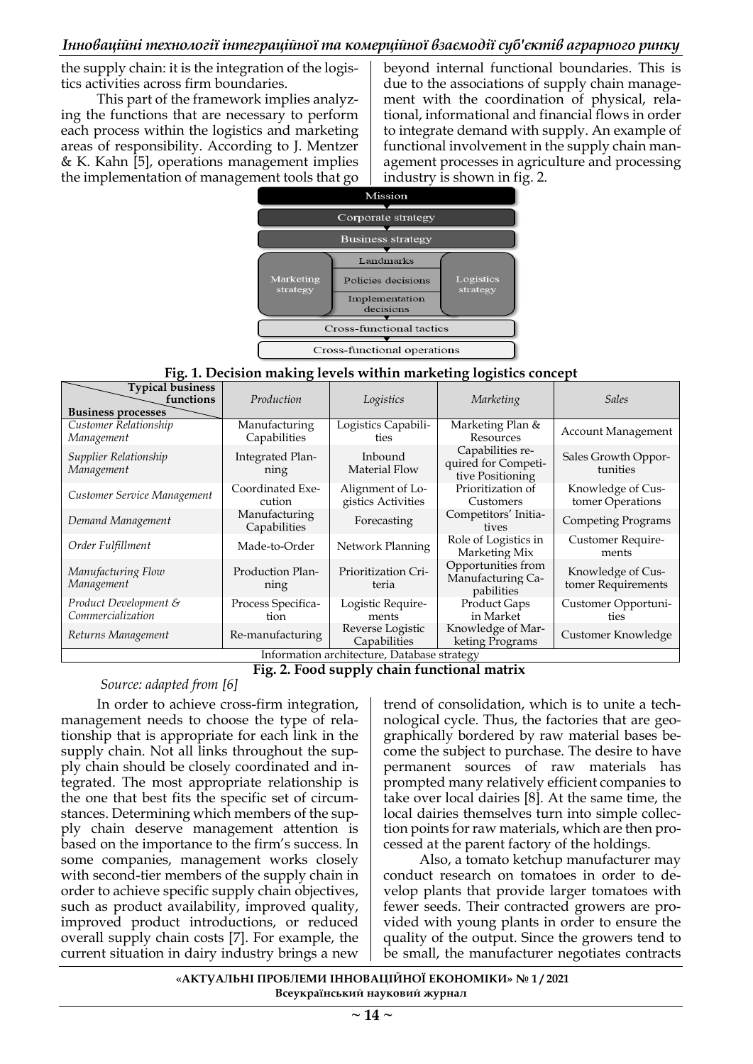the supply chain: it is the integration of the logistics activities across firm boundaries.

This part of the framework implies analyzing the functions that are necessary to perform each process within the logistics and marketing areas of responsibility. According to J. Mentzer & K. Kahn [5], operations management implies the implementation of management tools that go beyond internal functional boundaries. This is due to the associations of supply chain management with the coordination of physical, relational, informational and financial flows in order to integrate demand with supply. An example of functional involvement in the supply chain management processes in agriculture and processing industry is shown in fig. 2.

Mission

Corporate strategy

Business strategy

Marketing strategy | Landmarks | Policies decisions | Implementation decisions | Logistics strategy

Cross-functional tactics

Cross-functional operations

**Fig. 1. Decision making levels within marketing logistics concept**

| Business processes \ Typical business functions | *Production* | *Logistics* | *Marketing* | *Sales* |
|---|---|---|---|---|
| *Customer Relationship Management* | Manufacturing Capabilities | Logistics Capabilities | Marketing Plan & Resources | Account Management |
| *Supplier Relationship Management* | Integrated Planning | Inbound Material Flow | Capabilities required for Competitive Positioning | Sales Growth Opportunities |
| *Customer Service Management* | Coordinated Execution | Alignment of Logistics Activities | Prioritization of Customers | Knowledge of Customer Operations |
| *Demand Management* | Manufacturing Capabilities | Forecasting | Competitors' Initiatives | Competing Programs |
| *Order Fulfillment* | Made-to-Order | Network Planning | Role of Logistics in Marketing Mix | Customer Requirements |
| *Manufacturing Flow Management* | Production Planning | Prioritization Criteria | Opportunities from Manufacturing Capabilities | Knowledge of Customer Requirements |
| *Product Development & Commercialization* | Process Specification | Logistic Requirements | Product Gaps in Market | Customer Opportunities |
| *Returns Management* | Re-manufacturing | Reverse Logistic Capabilities | Knowledge of Marketing Programs | Customer Knowledge |
| Information architecture, Database strategy | | | | |

**Fig. 2. Food supply chain functional matrix**

*Source: adapted from [6]*

In order to achieve cross-firm integration, management needs to choose the type of relationship that is appropriate for each link in the supply chain. Not all links throughout the supply chain should be closely coordinated and integrated. The most appropriate relationship is the one that best fits the specific set of circumstances. Determining which members of the supply chain deserve management attention is based on the importance to the firm's success. In some companies, management works closely with second-tier members of the supply chain in order to achieve specific supply chain objectives, such as product availability, improved quality, improved product introductions, or reduced overall supply chain costs [7]. For example, the current situation in dairy industry brings a new trend of consolidation, which is to unite a technological cycle. Thus, the factories that are geographically bordered by raw material bases become the subject to purchase. The desire to have permanent sources of raw materials has prompted many relatively efficient companies to take over local dairies [8]. At the same time, the local dairies themselves turn into simple collection points for raw materials, which are then processed at the parent factory of the holdings.

Also, a tomato ketchup manufacturer may conduct research on tomatoes in order to develop plants that provide larger tomatoes with fewer seeds. Their contracted growers are provided with young plants in order to ensure the quality of the output. Since the growers tend to be small, the manufacturer negotiates contracts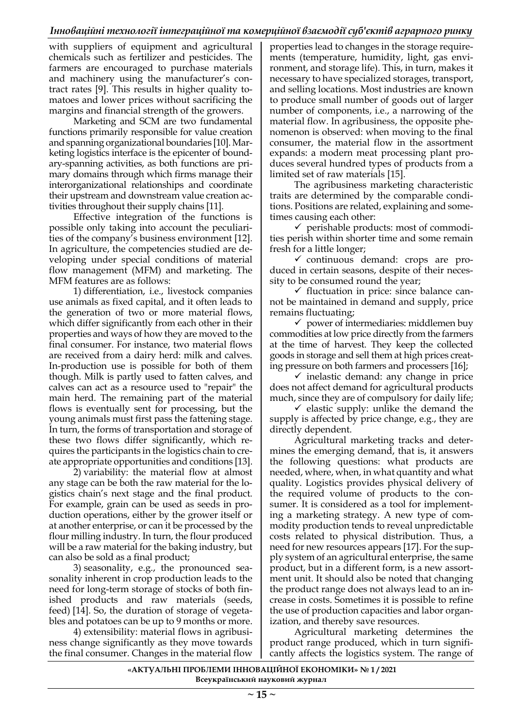with suppliers of equipment and agricultural chemicals such as fertilizer and pesticides. The farmers are encouraged to purchase materials and machinery using the manufacturer's contract rates [9]. This results in higher quality tomatoes and lower prices without sacrificing the margins and financial strength of the growers.

Marketing and SCM are two fundamental functions primarily responsible for value creation and spanning organizational boundaries [10]. Marketing logistics interface is the epicenter of boundary-spanning activities, as both functions are primary domains through which firms manage their interorganizational relationships and coordinate their upstream and downstream value creation activities throughout their supply chains [11].

Effective integration of the functions is possible only taking into account the peculiarities of the company's business environment [12]. In agriculture, the competencies studied are developing under special conditions of material flow management (MFM) and marketing. The MFM features are as follows:

1) differentiation, i.e., livestock companies use animals as fixed capital, and it often leads to the generation of two or more material flows, which differ significantly from each other in their properties and ways of how they are moved to the final consumer. For instance, two material flows are received from a dairy herd: milk and calves. In-production use is possible for both of them though. Milk is partly used to fatten calves, and calves can act as a resource used to "repair" the main herd. The remaining part of the material flows is eventually sent for processing, but the young animals must first pass the fattening stage. In turn, the forms of transportation and storage of these two flows differ significantly, which requires the participants in the logistics chain to create appropriate opportunities and conditions [13].

2) variability: the material flow at almost any stage can be both the raw material for the logistics chain's next stage and the final product. For example, grain can be used as seeds in production operations, either by the grower itself or at another enterprise, or can it be processed by the flour milling industry. In turn, the flour produced will be a raw material for the baking industry, but can also be sold as a final product;

3) seasonality, e.g., the pronounced seasonality inherent in crop production leads to the need for long-term storage of stocks of both finished products and raw materials (seeds, feed) [14]. So, the duration of storage of vegetables and potatoes can be up to 9 months or more.

4) extensibility: material flows in agribusiness change significantly as they move towards the final consumer. Changes in the material flow properties lead to changes in the storage requirements (temperature, humidity, light, gas environment, and storage life). This, in turn, makes it necessary to have specialized storages, transport, and selling locations. Most industries are known to produce small number of goods out of larger number of components, i.e., a narrowing of the material flow. In agribusiness, the opposite phenomenon is observed: when moving to the final consumer, the material flow in the assortment expands: a modern meat processing plant produces several hundred types of products from a limited set of raw materials [15].

The agribusiness marketing characteristic traits are determined by the comparable conditions. Positions are related, explaining and sometimes causing each other:

- ✓ perishable products: most of commodities perish within shorter time and some remain fresh for a little longer;
- ✓ continuous demand: crops are produced in certain seasons, despite of their necessity to be consumed round the year;
- ✓ fluctuation in price: since balance cannot be maintained in demand and supply, price remains fluctuating;
- ✓ power of intermediaries: middlemen buy commodities at low price directly from the farmers at the time of harvest. They keep the collected goods in storage and sell them at high prices creating pressure on both farmers and processers [16];
- ✓ inelastic demand: any change in price does not affect demand for agricultural products much, since they are of compulsory for daily life;
- ✓ elastic supply: unlike the demand the supply is affected by price change, e.g., they are directly dependent.

Agricultural marketing tracks and determines the emerging demand, that is, it answers the following questions: what products are needed, where, when, in what quantity and what quality. Logistics provides physical delivery of the required volume of products to the consumer. It is considered as a tool for implementing a marketing strategy. A new type of commodity production tends to reveal unpredictable costs related to physical distribution. Thus, a need for new resources appears [17]. For the supply system of an agricultural enterprise, the same product, but in a different form, is a new assortment unit. It should also be noted that changing the product range does not always lead to an increase in costs. Sometimes it is possible to refine the use of production capacities and labor organization, and thereby save resources.

Agricultural marketing determines the product range produced, which in turn significantly affects the logistics system. The range of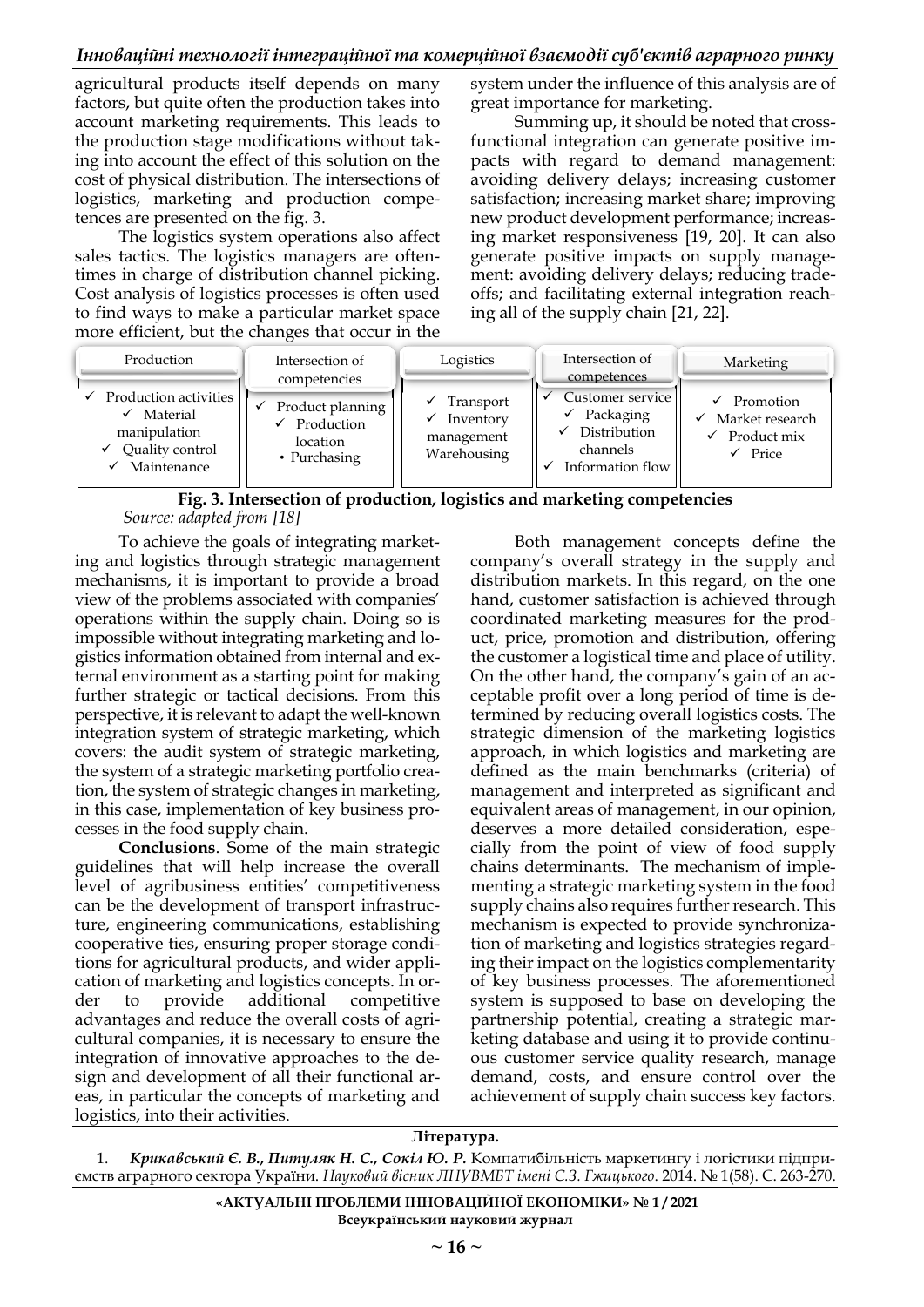agricultural products itself depends on many factors, but quite often the production takes into account marketing requirements. This leads to the production stage modifications without taking into account the effect of this solution on the cost of physical distribution. The intersections of logistics, marketing and production competences are presented on the fig. 3.

The logistics system operations also affect sales tactics. The logistics managers are oftentimes in charge of distribution channel picking. Cost analysis of logistics processes is often used to find ways to make a particular market space more efficient, but the changes that occur in the system under the influence of this analysis are of great importance for marketing.

Summing up, it should be noted that cross-functional integration can generate positive impacts with regard to demand management: avoiding delivery delays; increasing customer satisfaction; increasing market share; improving new product development performance; increasing market responsiveness [19, 20]. It can also generate positive impacts on supply management: avoiding delivery delays; reducing trade-offs; and facilitating external integration reaching all of the supply chain [21, 22].

| Production | Intersection of competencies | Logistics | Intersection of competences | Marketing |
|---|---|---|---|---|
| ✓ Production activities ✓ Material manipulation ✓ Quality control ✓ Maintenance | ✓ Product planning ✓ Production location • Purchasing | ✓ Transport ✓ Inventory management Warehousing | ✓ Customer service ✓ Packaging ✓ Distribution channels ✓ Information flow | ✓ Promotion ✓ Market research ✓ Product mix ✓ Price |

**Fig. 3. Intersection of production, logistics and marketing competencies**
*Source: adapted from [18]*

To achieve the goals of integrating marketing and logistics through strategic management mechanisms, it is important to provide a broad view of the problems associated with companies' operations within the supply chain. Doing so is impossible without integrating marketing and logistics information obtained from internal and external environment as a starting point for making further strategic or tactical decisions. From this perspective, it is relevant to adapt the well-known integration system of strategic marketing, which covers: the audit system of strategic marketing, the system of a strategic marketing portfolio creation, the system of strategic changes in marketing, in this case, implementation of key business processes in the food supply chain.

**Conclusions**. Some of the main strategic guidelines that will help increase the overall level of agribusiness entities' competitiveness can be the development of transport infrastructure, engineering communications, establishing cooperative ties, ensuring proper storage conditions for agricultural products, and wider application of marketing and logistics concepts. In order to provide additional competitive advantages and reduce the overall costs of agricultural companies, it is necessary to ensure the integration of innovative approaches to the design and development of all their functional areas, in particular the concepts of marketing and logistics, into their activities.

Both management concepts define the company's overall strategy in the supply and distribution markets. In this regard, on the one hand, customer satisfaction is achieved through coordinated marketing measures for the product, price, promotion and distribution, offering the customer a logistical time and place of utility. On the other hand, the company's gain of an acceptable profit over a long period of time is determined by reducing overall logistics costs. The strategic dimension of the marketing logistics approach, in which logistics and marketing are defined as the main benchmarks (criteria) of management and interpreted as significant and equivalent areas of management, in our opinion, deserves a more detailed consideration, especially from the point of view of food supply chains determinants. The mechanism of implementing a strategic marketing system in the food supply chains also requires further research. This mechanism is expected to provide synchronization of marketing and logistics strategies regarding their impact on the logistics complementarity of key business processes. The aforementioned system is supposed to base on developing the partnership potential, creating a strategic marketing database and using it to provide continuous customer service quality research, manage demand, costs, and ensure control over the achievement of supply chain success key factors.

**Література.**

1. ***Крикавський Є. В., Питуляк Н. С., Сокіл Ю. Р.*** Компатибільність маркетингу і логістики підприємств аграрного сектора України. *Науковий вісник ЛНУВМБТ імені С.З. Гжицького*. 2014. № 1(58). С. 263-270.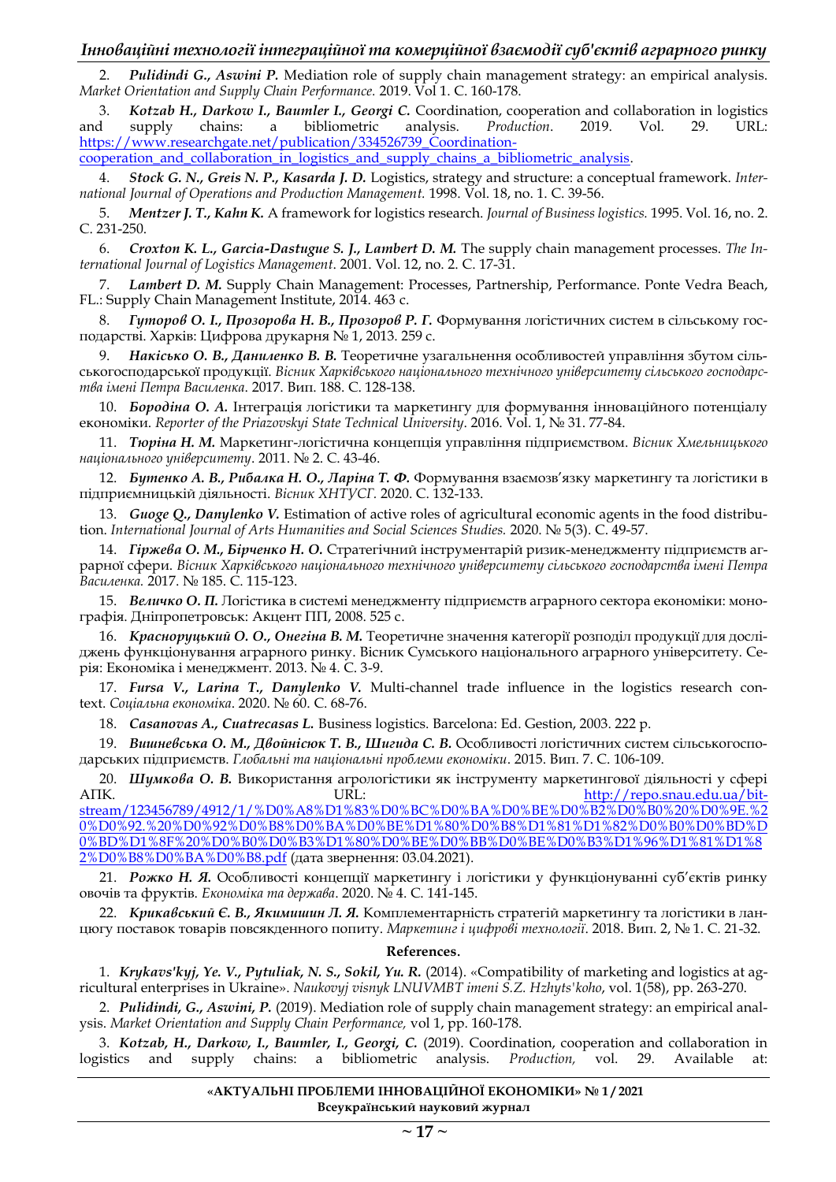2. ***Pulidindi G., Aswini P.*** Mediation role of supply chain management strategy: an empirical analysis. *Market Orientation and Supply Chain Performance.* 2019. Vol 1. С. 160-178.

3. ***Kotzab H., Darkow I., Baumler I., Georgi C.*** Coordination, cooperation and collaboration in logistics and supply chains: a bibliometric analysis. *Production*. 2019. Vol. 29. URL: https://www.researchgate.net/publication/334526739_Coordination-cooperation_and_collaboration_in_logistics_and_supply_chains_a_bibliometric_analysis.

4. ***Stock G. N., Greis N. P., Kasarda J. D.*** Logistics, strategy and structure: a conceptual framework. *International Journal of Operations and Production Management.* 1998. Vol. 18, no. 1. С. 39-56.

5. ***Mentzer J. T., Kahn K.*** A framework for logistics research. *Journal of Business logistics.* 1995. Vol. 16, no. 2. С. 231-250.

6. ***Croxton K. L., Garcia-Dastugue S. J., Lambert D. M.*** The supply chain management processes. *The International Journal of Logistics Management*. 2001. Vol. 12, no. 2. С. 17-31.

7. ***Lambert D. M.*** Supply Chain Management: Processes, Partnership, Performance. Ponte Vedra Beach, FL.: Supply Chain Management Institute, 2014. 463 с.

8. ***Гуторов О. І., Прозорова Н. В., Прозоров Р. Г.*** Формування логістичних систем в сільському господарстві. Харків: Цифрова друкарня № 1, 2013. 259 с.

9. ***Накісько О. В., Даниленко В. В.*** Теоретичне узагальнення особливостей управління збутом сільськогосподарської продукції. *Вісник Харківського національного технічного університету сільського господарства імені Петра Василенка*. 2017. Вип. 188. С. 128-138.

10. ***Бородіна О. А.*** Інтеграція логістики та маркетингу для формування інноваційного потенціалу економіки. *Reporter of the Priazovskyi State Technical University*. 2016. Vol. 1, № 31. 77-84.

11. ***Тюріна Н. М.*** Маркетинг-логістична концепція управління підприємством. *Вісник Хмельницького національного університету*. 2011. № 2. С. 43-46.

12. ***Бутенко А. В., Рибалка Н. О., Ларіна Т. Ф.*** Формування взаємозв'язку маркетингу та логістики в підприємницькій діяльності. *Вісник ХНТУСГ*. 2020. С. 132-133.

13. ***Guoge Q., Danylenko V.*** Estimation of active roles of agricultural economic agents in the food distribution. *International Journal of Arts Humanities and Social Sciences Studies.* 2020. № 5(3). С. 49-57.

14. ***Гіржева О. М., Бірченко Н. О.*** Стратегічний інструментарій ризик-менеджменту підприємств аграрної сфери. *Вісник Харківського національного технічного університету сільського господарства імені Петра Василенка.* 2017. № 185. С. 115-123.

15. ***Величко О. П.*** Логістика в системі менеджменту підприємств аграрного сектора економіки: монографія. Дніпропетровськ: Акцент ПП, 2008. 525 с.

16. ***Красноруцький О. О., Онегіна В. М.*** Теоретичне значення категорії розподіл продукції для досліджень функціонування аграрного ринку. Вісник Сумського національного аграрного університету. Серія: Економіка і менеджмент. 2013. № 4. С. 3-9.

17. ***Fursa V., Larina T., Danylenko V.*** Multi-channel trade influence in the logistics research context. *Соціальна економіка*. 2020. № 60. С. 68-76.

18. ***Casanovas A., Cuatrecasas L.*** Business logistics. Barcelona: Ed. Gestion, 2003. 222 p.

19. ***Вишневська О. М., Двойнісюк Т. В., Шигида С. В.*** Особливості логістичних систем сільськогосподарських підприємств. *Глобальні та національні проблеми економіки*. 2015. Вип. 7. С. 106-109.

20. ***Шумкова О. В.*** Використання агрологістики як інструменту маркетингової діяльності у сфері АПК. URL: http://repo.snau.edu.ua/bitstream/123456789/4912/1/%D0%A8%D1%83%D0%BC%D0%BA%D0%BE%D0%B2%D0%B0%20%D0%9E.%20%D0%92.%20%D0%92%D0%B8%D0%BA%D0%BE%D1%80%D0%B8%D1%81%D1%82%D0%B0%D0%BD%D0%BD%D1%8F%20%D0%B0%D0%B3%D1%80%D0%BE%D0%BB%D0%BE%D0%B3%D1%96%D1%81%D1%82%D0%B8%D0%BA%D0%B8.pdf (дата звернення: 03.04.2021).

21. ***Рожко Н. Я.*** Особливості концепції маркетингу і логістики у функціонуванні суб'єктів ринку овочів та фруктів. *Економіка та держава*. 2020. № 4. С. 141-145.

22. ***Крикавський Є. В., Якимишин Л. Я.*** Комплементарність стратегій маркетингу та логістики в ланцюгу поставок товарів повсякденного попиту. *Маркетинг і цифрові технології*. 2018. Вип. 2, № 1. С. 21-32.

**References.**

1. ***Krykavs'kyj, Ye. V., Pytuliak, N. S., Sokil, Yu. R.*** (2014). «Compatibility of marketing and logistics at agricultural enterprises in Ukraine». *Naukovyj visnyk LNUVMBT imeni S.Z. Hzhyts'koho*, vol. 1(58), pp. 263-270.

2. ***Pulidindi, G., Aswini, P.*** (2019). Mediation role of supply chain management strategy: an empirical analysis. *Market Orientation and Supply Chain Performance,* vol 1, pp. 160-178.

3. ***Kotzab, H., Darkow, I., Baumler, I., Georgi, C.*** (2019). Coordination, cooperation and collaboration in logistics and supply chains: a bibliometric analysis. *Production,* vol. 29. Available at: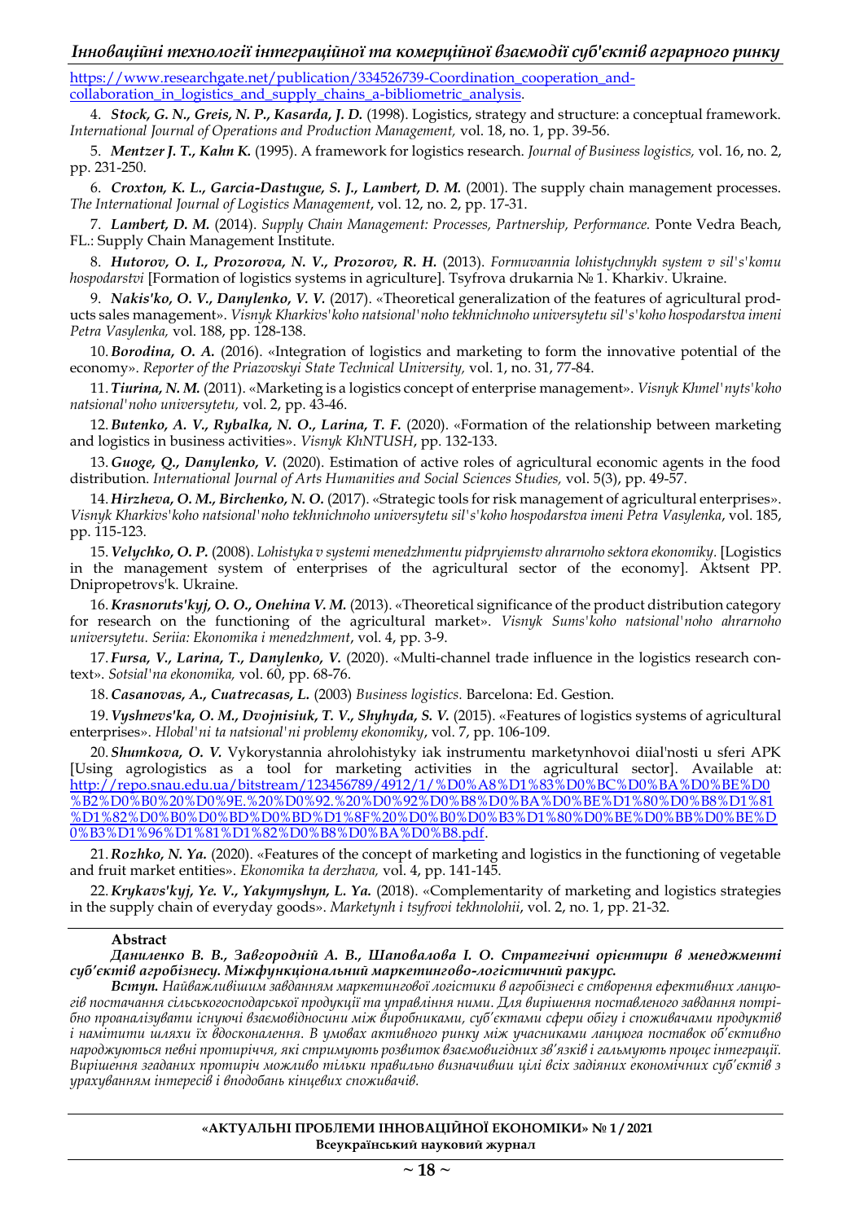https://www.researchgate.net/publication/334526739-Coordination_cooperation_and-collaboration_in_logistics_and_supply_chains_a-bibliometric_analysis.

4. ***Stock, G. N., Greis, N. P., Kasarda, J. D.*** (1998). Logistics, strategy and structure: a conceptual framework. *International Journal of Operations and Production Management,* vol. 18, no. 1, pp. 39-56.

5. ***Mentzer J. T., Kahn K.*** (1995). A framework for logistics research. *Journal of Business logistics,* vol. 16, no. 2, pp. 231-250.

6. ***Croxton, K. L., Garcia-Dastugue, S. J., Lambert, D. M.*** (2001). The supply chain management processes. *The International Journal of Logistics Management*, vol. 12, no. 2, pp. 17-31.

7. ***Lambert, D. M.*** (2014). *Supply Chain Management: Processes, Partnership, Performance.* Ponte Vedra Beach, FL.: Supply Chain Management Institute.

8. ***Hutorov, O. I., Prozorova, N. V., Prozorov, R. H.*** (2013). *Formuvannia lohistychnykh system v sil's'komu hospodarstvi* [Formation of logistics systems in agriculture]. Tsyfrova drukarnia № 1. Kharkiv. Ukraine.

9. ***Nakis'ko, O. V., Danylenko, V. V.*** (2017). «Theoretical generalization of the features of agricultural products sales management». *Visnyk Kharkivs'koho natsional'noho tekhnichnoho universytetu sil's'koho hospodarstva imeni Petra Vasylenka,* vol. 188, pp. 128-138.

10. ***Borodina, O. A.*** (2016). «Integration of logistics and marketing to form the innovative potential of the economy». *Reporter of the Priazovskyi State Technical University,* vol. 1, no. 31, 77-84.

11. ***Tiurina, N. M.*** (2011). «Marketing is a logistics concept of enterprise management». *Visnyk Khmel'nyts'koho natsional'noho universytetu,* vol. 2, pp. 43-46.

12. ***Butenko, A. V., Rybalka, N. O., Larina, T. F.*** (2020). «Formation of the relationship between marketing and logistics in business activities». *Visnyk KhNTUSH*, pp. 132-133.

13. ***Guoge, Q., Danylenko, V.*** (2020). Estimation of active roles of agricultural economic agents in the food distribution. *International Journal of Arts Humanities and Social Sciences Studies,* vol. 5(3), pp. 49-57.

14. ***Hirzheva, O. M., Birchenko, N. O.*** (2017). «Strategic tools for risk management of agricultural enterprises». *Visnyk Kharkivs'koho natsional'noho tekhnichnoho universytetu sil's'koho hospodarstva imeni Petra Vasylenka*, vol. 185, pp. 115-123.

15. ***Velychko, O. P.*** (2008). *Lohistyka v systemi menedzhmentu pidpryiemstv ahrarnoho sektora ekonomiky.* [Logistics in the management system of enterprises of the agricultural sector of the economy]. Aktsent PP. Dnipropetrovs'k. Ukraine.

16. ***Krasnoruts'kyj, O. O., Onehina V. M.*** (2013). «Theoretical significance of the product distribution category for research on the functioning of the agricultural market». *Visnyk Sums'koho natsional'noho ahrarnoho universytetu. Seriia: Ekonomika i menedzhment*, vol. 4, pp. 3-9.

17. ***Fursa, V., Larina, T., Danylenko, V.*** (2020). «Multi-channel trade influence in the logistics research context». *Sotsial'na ekonomika,* vol. 60, pp. 68-76.

18. ***Casanovas, A., Cuatrecasas, L.*** (2003) *Business logistics.* Barcelona: Ed. Gestion.

19. ***Vyshnevs'ka, O. M., Dvojnisiuk, T. V., Shyhyda, S. V.*** (2015). «Features of logistics systems of agricultural enterprises». *Hlobal'ni ta natsional'ni problemy ekonomiky*, vol. 7, pp. 106-109.

20. ***Shumkova, O. V.*** Vykorystannia ahrolohistyky iak instrumentu marketynhovoi diial'nosti u sferi APK [Using agrologistics as a tool for marketing activities in the agricultural sector]. Available at: http://repo.snau.edu.ua/bitstream/123456789/4912/1/%D0%A8%D1%83%D0%BC%D0%BA%D0%BE%D0%B2%D0%B0%20%D0%9E.%20%D0%92.%20%D0%92%D0%B8%D0%BA%D0%BE%D1%80%D0%B8%D1%81%D1%82%D0%B0%D0%BD%D0%BD%D1%8F%20%D0%B0%D0%B3%D1%80%D0%BE%D0%BB%D0%BE%D0%B3%D1%96%D1%81%D1%82%D0%B8%D0%BA%D0%B8.pdf.

21. ***Rozhko, N. Ya.*** (2020). «Features of the concept of marketing and logistics in the functioning of vegetable and fruit market entities». *Ekonomika ta derzhava,* vol. 4, pp. 141-145.

22. ***Krykavs'kyj, Ye. V., Yakymyshyn, L. Ya.*** (2018). «Complementarity of marketing and logistics strategies in the supply chain of everyday goods». *Marketynh i tsyfrovi tekhnolohii*, vol. 2, no. 1, pp. 21-32.

**Abstract**

***Даниленко В. В., Завгородній А. В., Шаповалова І. О. Стратегічні орієнтири в менеджменті суб'єктів агробізнесу. Міжфункціональний маркетингово-логістичний ракурс.***

***Вступ.*** *Найважливішим завданням маркетингової логістики в агробізнесі є створення ефективних ланцюгів постачання сільськогосподарської продукції та управління ними. Для вирішення поставленого завдання потрібно проаналізувати існуючі взаємовідносини між виробниками, суб'єктами сфери обігу і споживачами продуктів і намітити шляхи їх вдосконалення. В умовах активного ринку між учасниками ланцюга поставок об'єктивно народжуються певні протиріччя, які стримують розвиток взаємовигідних зв'язків і гальмують процес інтеграції. Вирішення згаданих протиріч можливо тільки правильно визначивши цілі всіх задіяних економічних суб'єктів з урахуванням інтересів і вподобань кінцевих споживачів.*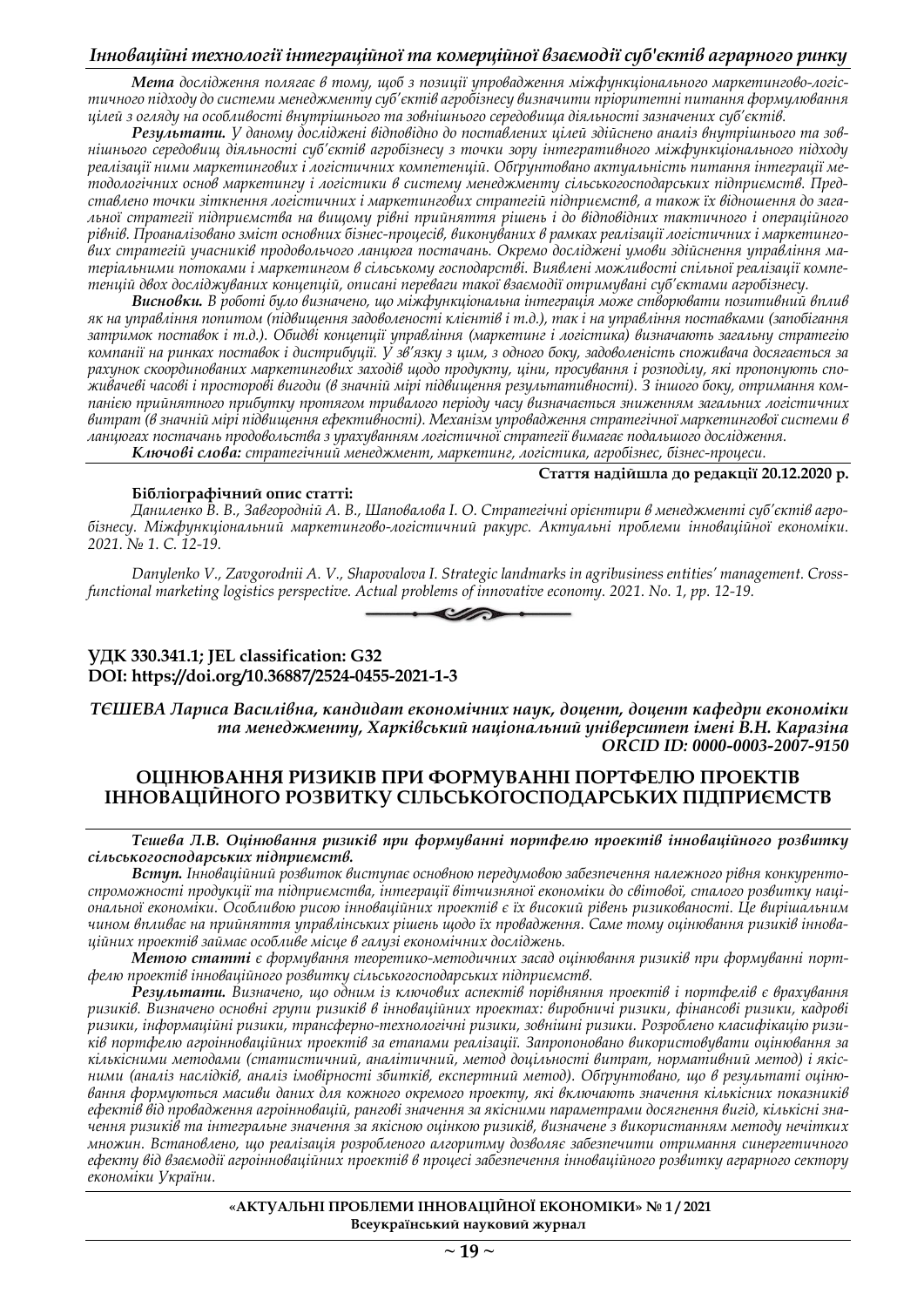**Мета** дослідження полягає в тому, щоб з позиції упровадження міжфункціонального маркетингово-логістичного підходу до системи менеджменту суб'єктів агробізнесу визначити пріоритетні питання формулювання цілей з огляду на особливості внутрішнього та зовнішнього середовища діяльності зазначених суб'єктів.

**Результати.** *У даному дослідженні відповідно до поставлених цілей здійснено аналіз внутрішнього та зовнішнього середовищ діяльності суб'єктів агробізнесу з точки зору інтегративного міжфункціонального підходу реалізації ними маркетингових і логістичних компетенцій. Обґрунтовано актуальність питання інтеграції методологічних основ маркетингу і логістики в систему менеджменту сільськогосподарських підприємств. Представлено точки зіткнення логістичних і маркетингових стратегій підприємств, а також їх відношення до загальної стратегії підприємства на вищому рівні прийняття рішень і до відповідних тактичного і операційного рівнів. Проаналізовано зміст основних бізнес-процесів, виконуваних в рамках реалізації логістичних і маркетингових стратегій учасників продовольчого ланцюга постачань. Окремо досліджені умови здійснення управління матеріальними потоками і маркетингом в сільському господарстві. Виявлені можливості спільної реалізації компетенцій двох досліджуваних концепцій, описані переваги такої взаємодії отримувані суб'єктами агробізнесу.*

**Висновки.** *В роботі було визначено, що міжфункціональна інтеграція може створювати позитивний вплив як на управління попитом (підвищення задоволеності клієнтів і т.д.), так і на управління поставками (запобігання затримок поставок і т.д.). Обидві концепції управління (маркетинг і логістика) визначають загальну стратегію компанії на ринках поставок і дистрибуції. У зв'язку з цим, з одного боку, задоволеність споживача досягається за рахунок скоординованих маркетингових заходів щодо продукту, ціни, просування і розподілу, які пропонують споживачеві часові і просторові вигоди (в значній мірі підвищення результативності). З іншого боку, отримання компанією прийнятного прибутку протягом тривалого періоду часу визначається зниженням загальних логістичних витрат (в значній мірі підвищення ефективності). Механізм упровадження стратегічної маркетингової системи в ланцюгах постачань продовольства з урахуванням логістичної стратегії вимагає подальшого дослідження.*

**Ключові слова:** *стратегічний менеджмент, маркетинг, логістика, агробізнес, бізнес-процеси.*

**Стаття надійшла до редакції 20.12.2020 р.**

**Бібліографічний опис статті:**

*Даниленко В. В., Завгородній А. В., Шаповалова І. О. Стратегічні орієнтири в менеджменті суб'єктів агробізнесу. Міжфункціональний маркетингово-логістичний ракурс. Актуальні проблеми інноваційної економіки. 2021. № 1. С. 12-19.*

*Danylenko V., Zavgorodnii A. V., Shapovalova I. Strategic landmarks in agribusiness entities' management. Cross-functional marketing logistics perspective. Actual problems of innovative economy. 2021. No. 1, pp. 12-19.*

**УДК 330.341.1; JEL classification: G32**
**DOI: https://doi.org/10.36887/2524-0455-2021-1-3**

***ТЄШЕВА Лариса Василівна, кандидат економічних наук, доцент, доцент кафедри економіки та менеджменту, Харківський національний університет імені В.Н. Каразіна***
***ORCID ID: 0000-0003-2007-9150***

## ОЦІНЮВАННЯ РИЗИКІВ ПРИ ФОРМУВАННІ ПОРТФЕЛЮ ПРОЕКТІВ ІННОВАЦІЙНОГО РОЗВИТКУ СІЛЬСЬКОГОСПОДАРСЬКИХ ПІДПРИЄМСТВ

***Тєшева Л.В. Оцінювання ризиків при формуванні портфелю проектів інноваційного розвитку сільськогосподарських підприємств.***

**Вступ.** *Інноваційний розвиток виступає основною передумовою забезпечення належного рівня конкурентоспроможності продукції та підприємства, інтеграції вітчизняної економіки до світової, сталого розвитку національної економіки. Особливою рисою інноваційних проектів є їх високий рівень ризикованості. Це вирішальним чином впливає на прийняття управлінських рішень щодо їх провадження. Саме тому оцінювання ризиків інноваційних проектів займає особливе місце в галузі економічних досліджень.*

**Метою статті** *є формування теоретико-методичних засад оцінювання ризиків при формуванні портфелю проектів інноваційного розвитку сільськогосподарських підприємств.*

**Результати.** *Визначено, що одним із ключових аспектів порівняння проектів і портфелів є врахування ризиків. Визначено основні групи ризиків в інноваційних проектах: виробничі ризики, фінансові ризики, кадрові ризики, інформаційні ризики, трансферно-технологічні ризики, зовнішні ризики. Розроблено класифікацію ризиків портфелю агроінноваційних проектів за етапами реалізації. Запропоновано використовувати оцінювання за кількісними методами (статистичний, аналітичний, метод доцільності витрат, нормативний метод) і якісними (аналіз наслідків, аналіз імовірності збитків, експертний метод). Обґрунтовано, що в результаті оцінювання формуються масиви даних для кожного окремого проекту, які включають значення кількісних показників ефектів від провадження агроінновацій, рангові значення за якісними параметрами досягнення вигід, кількісні значення ризиків та інтегральне значення за якісною оцінкою ризиків, визначене з використанням методу нечітких множин. Встановлено, що реалізація розробленого алгоритму дозволяє забезпечити отримання синергетичного ефекту від взаємодії агроінноваційних проектів в процесі забезпечення інноваційного розвитку аграрного сектору економіки України.*